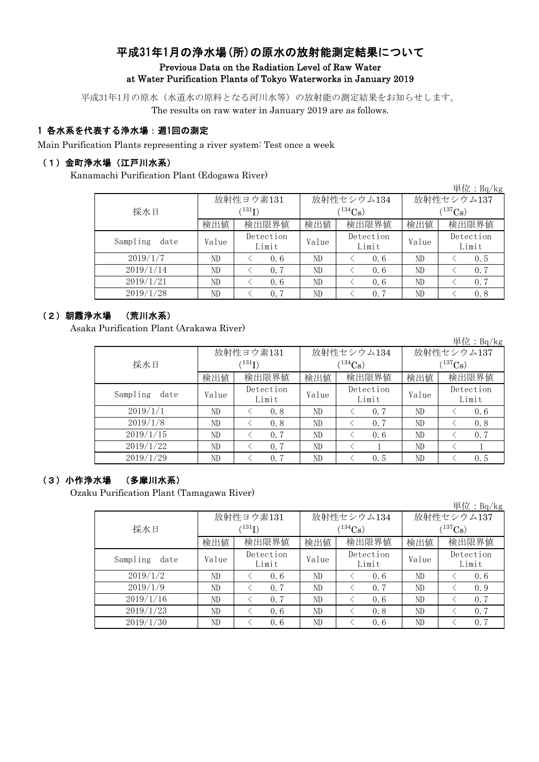# 平成31年1月の浄水場(所)の原水の放射能測定結果について

Previous Data on the Radiation Level of Raw Water at Water Purification Plants of Tokyo Waterworks in January 2019

平成31年1月の原水（水道水の原料となる河川水等）の放射能の測定結果をお知らせします。

The results on raw water in January 2019 are as follows.

## 1 各水系を代表する浄水場：週1回の測定

Main Purification Plants representing a river system: Test once a week

### （1）金町浄水場（江戸川水系）

Kanamachi Purification Plant (Edogawa River)

単位：Bq/kg

| 採水日 | 放射性ヨウ素131 ($^{131}I$) | | 放射性セシウム134 ($^{134}Cs$) | | 放射性セシウム137 ($^{137}Cs$) | |
|---|---|---|---|---|---|---|
| | 検出値 | 検出限界値 | 検出値 | 検出限界値 | 検出値 | 検出限界値 |
| Sampling date | Value | Detection Limit | Value | Detection Limit | Value | Detection Limit |
| 2019/1/7 | ND | ＜ 0.6 | ND | ＜ 0.6 | ND | ＜ 0.5 |
| 2019/1/14 | ND | ＜ 0.7 | ND | ＜ 0.6 | ND | ＜ 0.7 |
| 2019/1/21 | ND | ＜ 0.6 | ND | ＜ 0.6 | ND | ＜ 0.7 |
| 2019/1/28 | ND | ＜ 0.7 | ND | ＜ 0.7 | ND | ＜ 0.8 |

### （2）朝霞浄水場 （荒川水系）

Asaka Purification Plant (Arakawa River)

単位：Bq/kg

| 採水日 | 放射性ヨウ素131 ($^{131}I$) | | 放射性セシウム134 ($^{134}Cs$) | | 放射性セシウム137 ($^{137}Cs$) | |
|---|---|---|---|---|---|---|
| | 検出値 | 検出限界値 | 検出値 | 検出限界値 | 検出値 | 検出限界値 |
| Sampling date | Value | Detection Limit | Value | Detection Limit | Value | Detection Limit |
| 2019/1/1 | ND | ＜ 0.8 | ND | ＜ 0.7 | ND | ＜ 0.6 |
| 2019/1/8 | ND | ＜ 0.8 | ND | ＜ 0.7 | ND | ＜ 0.8 |
| 2019/1/15 | ND | ＜ 0.7 | ND | ＜ 0.6 | ND | ＜ 0.7 |
| 2019/1/22 | ND | ＜ 0.7 | ND | ＜ 1 | ND | ＜ 1 |
| 2019/1/29 | ND | ＜ 0.7 | ND | ＜ 0.5 | ND | ＜ 0.5 |

### （3）小作浄水場 （多摩川水系）

Ozaku Purification Plant (Tamagawa River)

単位：Bq/kg

| 採水日 | 放射性ヨウ素131 ($^{131}I$) | | 放射性セシウム134 ($^{134}Cs$) | | 放射性セシウム137 ($^{137}Cs$) | |
|---|---|---|---|---|---|---|
| | 検出値 | 検出限界値 | 検出値 | 検出限界値 | 検出値 | 検出限界値 |
| Sampling date | Value | Detection Limit | Value | Detection Limit | Value | Detection Limit |
| 2019/1/2 | ND | ＜ 0.6 | ND | ＜ 0.6 | ND | ＜ 0.6 |
| 2019/1/9 | ND | ＜ 0.7 | ND | ＜ 0.7 | ND | ＜ 0.9 |
| 2019/1/16 | ND | ＜ 0.7 | ND | ＜ 0.6 | ND | ＜ 0.7 |
| 2019/1/23 | ND | ＜ 0.6 | ND | ＜ 0.8 | ND | ＜ 0.7 |
| 2019/1/30 | ND | ＜ 0.6 | ND | ＜ 0.6 | ND | ＜ 0.7 |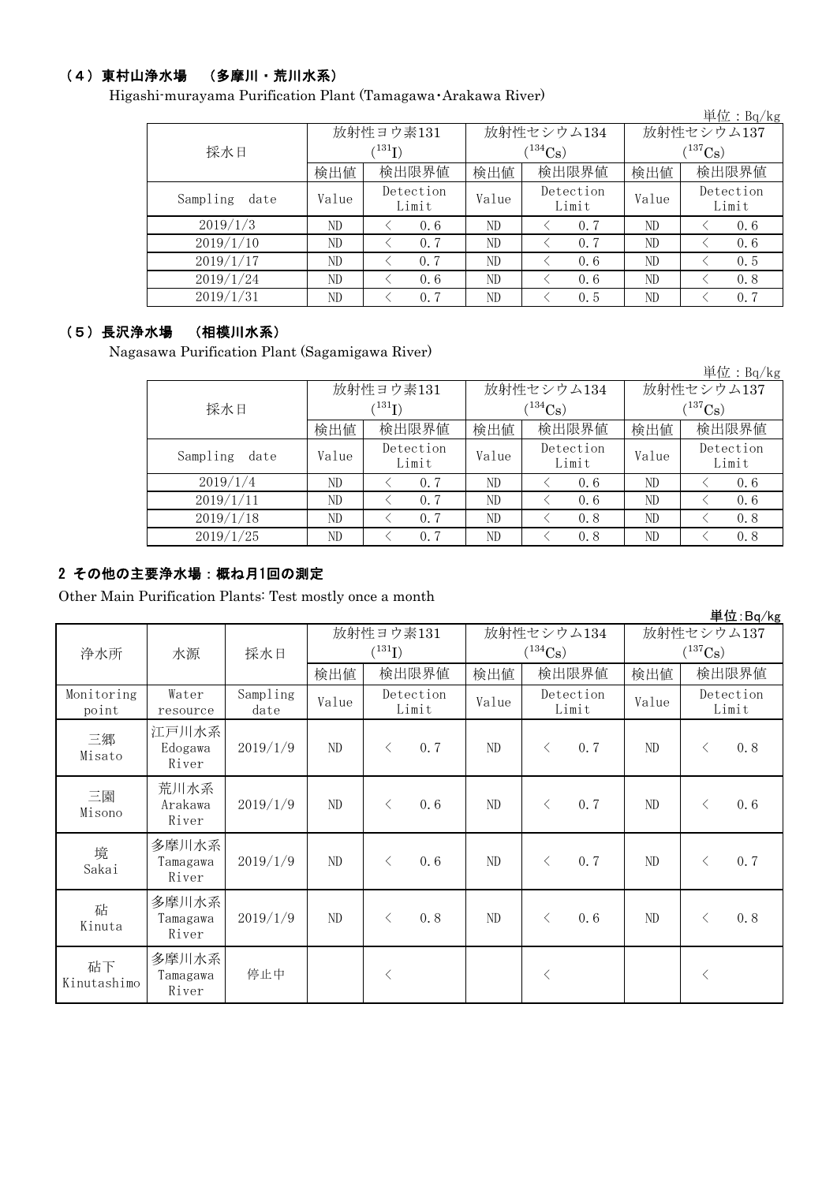### （4）東村山浄水場　（多摩川・荒川水系）

Higashi-murayama Purification Plant (Tamagawa・Arakawa River)

単位：Bq/kg

| 採水日 | 放射性ヨウ素131 ($^{131}$I) | | 放射性セシウム134 ($^{134}$Cs) | | 放射性セシウム137 ($^{137}$Cs) | |
|---|---|---|---|---|---|---|
| | 検出値 | 検出限界値 | 検出値 | 検出限界値 | 検出値 | 検出限界値 |
| Sampling date | Value | Detection Limit | Value | Detection Limit | Value | Detection Limit |
| 2019/1/3 | ND | ＜ 0.6 | ND | ＜ 0.7 | ND | ＜ 0.6 |
| 2019/1/10 | ND | ＜ 0.7 | ND | ＜ 0.7 | ND | ＜ 0.6 |
| 2019/1/17 | ND | ＜ 0.7 | ND | ＜ 0.6 | ND | ＜ 0.5 |
| 2019/1/24 | ND | ＜ 0.6 | ND | ＜ 0.6 | ND | ＜ 0.8 |
| 2019/1/31 | ND | ＜ 0.7 | ND | ＜ 0.5 | ND | ＜ 0.7 |

### （5）長沢浄水場　（相模川水系）

Nagasawa Purification Plant (Sagamigawa River)

単位：Bq/kg

| 採水日 | 放射性ヨウ素131 ($^{131}$I) | | 放射性セシウム134 ($^{134}$Cs) | | 放射性セシウム137 ($^{137}$Cs) | |
|---|---|---|---|---|---|---|
| | 検出値 | 検出限界値 | 検出値 | 検出限界値 | 検出値 | 検出限界値 |
| Sampling date | Value | Detection Limit | Value | Detection Limit | Value | Detection Limit |
| 2019/1/4 | ND | ＜ 0.7 | ND | ＜ 0.6 | ND | ＜ 0.6 |
| 2019/1/11 | ND | ＜ 0.7 | ND | ＜ 0.6 | ND | ＜ 0.6 |
| 2019/1/18 | ND | ＜ 0.7 | ND | ＜ 0.8 | ND | ＜ 0.8 |
| 2019/1/25 | ND | ＜ 0.7 | ND | ＜ 0.8 | ND | ＜ 0.8 |

## 2 その他の主要浄水場：概ね月1回の測定

Other Main Purification Plants: Test mostly once a month

単位:Bq/kg

| 浄水所 | 水源 | 採水日 | 放射性ヨウ素131 ($^{131}$I) | | 放射性セシウム134 ($^{134}$Cs) | | 放射性セシウム137 ($^{137}$Cs) | |
|---|---|---|---|---|---|---|---|---|
| | | | 検出値 | 検出限界値 | 検出値 | 検出限界値 | 検出値 | 検出限界値 |
| Monitoring point | Water resource | Sampling date | Value | Detection Limit | Value | Detection Limit | Value | Detection Limit |
| 三郷 Misato | 江戸川水系 Edogawa River | 2019/1/9 | ND | ＜ 0.7 | ND | ＜ 0.7 | ND | ＜ 0.8 |
| 三園 Misono | 荒川水系 Arakawa River | 2019/1/9 | ND | ＜ 0.6 | ND | ＜ 0.7 | ND | ＜ 0.6 |
| 境 Sakai | 多摩川水系 Tamagawa River | 2019/1/9 | ND | ＜ 0.6 | ND | ＜ 0.7 | ND | ＜ 0.7 |
| 砧 Kinuta | 多摩川水系 Tamagawa River | 2019/1/9 | ND | ＜ 0.8 | ND | ＜ 0.6 | ND | ＜ 0.8 |
| 砧下 Kinutashimo | 多摩川水系 Tamagawa River | 停止中 | | ＜ | | ＜ | | ＜ |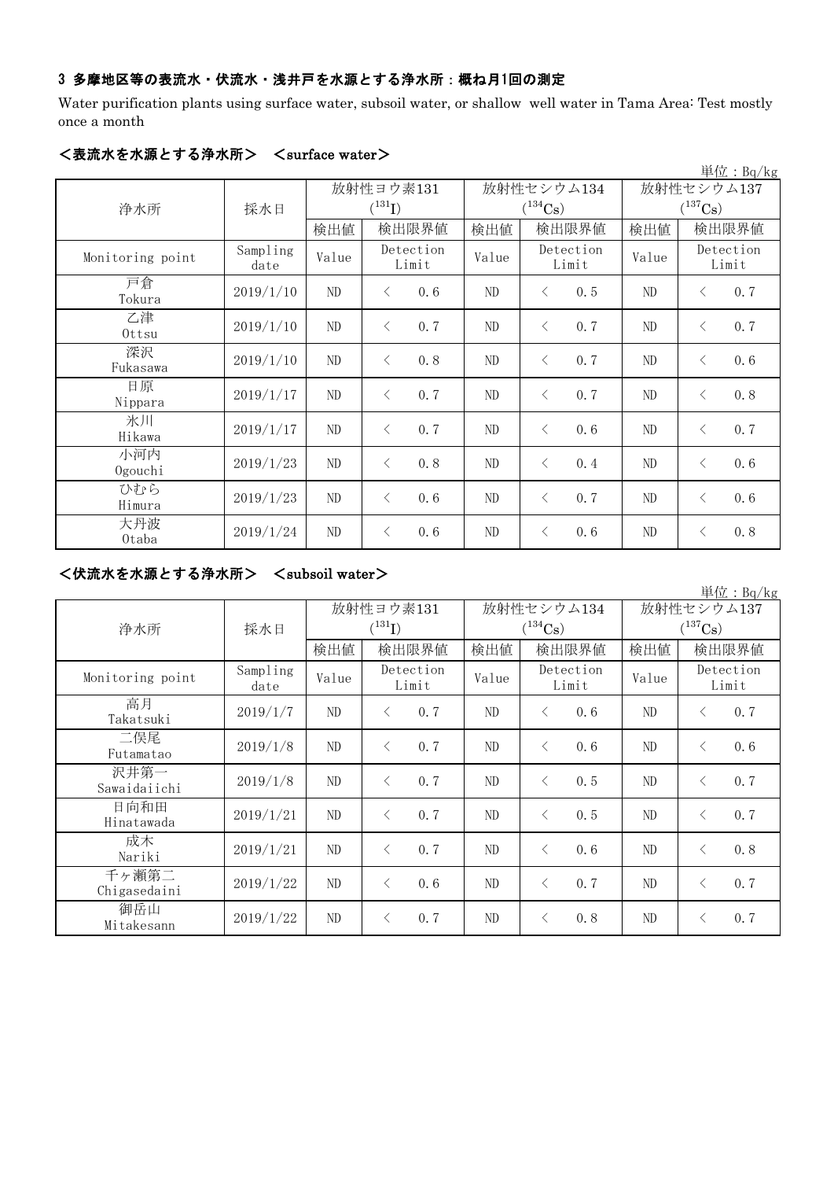### 3 多摩地区等の表流水・伏流水・浅井戸を水源とする浄水所：概ね月1回の測定

Water purification plants using surface water, subsoil water, or shallow well water in Tama Area: Test mostly once a month

#### ＜表流水を水源とする浄水所＞ ＜surface water＞

単位：Bq/kg

| 浄水所 | 採水日 | 放射性ヨウ素131 ($^{131}I$) | | 放射性セシウム134 ($^{134}Cs$) | | 放射性セシウム137 ($^{137}Cs$) | |
|---|---|---|---|---|---|---|---|
| | | 検出値 | 検出限界値 | 検出値 | 検出限界値 | 検出値 | 検出限界値 |
| Monitoring point | Sampling date | Value | Detection Limit | Value | Detection Limit | Value | Detection Limit |
| 戸倉 Tokura | 2019/1/10 | ND | ＜ 0.6 | ND | ＜ 0.5 | ND | ＜ 0.7 |
| 乙津 Ottsu | 2019/1/10 | ND | ＜ 0.7 | ND | ＜ 0.7 | ND | ＜ 0.7 |
| 深沢 Fukasawa | 2019/1/10 | ND | ＜ 0.8 | ND | ＜ 0.7 | ND | ＜ 0.6 |
| 日原 Nippara | 2019/1/17 | ND | ＜ 0.7 | ND | ＜ 0.7 | ND | ＜ 0.8 |
| 氷川 Hikawa | 2019/1/17 | ND | ＜ 0.7 | ND | ＜ 0.6 | ND | ＜ 0.7 |
| 小河内 Ogouchi | 2019/1/23 | ND | ＜ 0.8 | ND | ＜ 0.4 | ND | ＜ 0.6 |
| ひむら Himura | 2019/1/23 | ND | ＜ 0.6 | ND | ＜ 0.7 | ND | ＜ 0.6 |
| 大丹波 Otaba | 2019/1/24 | ND | ＜ 0.6 | ND | ＜ 0.6 | ND | ＜ 0.8 |

#### ＜伏流水を水源とする浄水所＞ ＜subsoil water＞

単位：Bq/kg

| 浄水所 | 採水日 | 放射性ヨウ素131 ($^{131}I$) | | 放射性セシウム134 ($^{134}Cs$) | | 放射性セシウム137 ($^{137}Cs$) | |
|---|---|---|---|---|---|---|---|
| | | 検出値 | 検出限界値 | 検出値 | 検出限界値 | 検出値 | 検出限界値 |
| Monitoring point | Sampling date | Value | Detection Limit | Value | Detection Limit | Value | Detection Limit |
| 高月 Takatsuki | 2019/1/7 | ND | ＜ 0.7 | ND | ＜ 0.6 | ND | ＜ 0.7 |
| 二俣尾 Futamatao | 2019/1/8 | ND | ＜ 0.7 | ND | ＜ 0.6 | ND | ＜ 0.6 |
| 沢井第一 Sawaidaiichi | 2019/1/8 | ND | ＜ 0.7 | ND | ＜ 0.5 | ND | ＜ 0.7 |
| 日向和田 Hinatawada | 2019/1/21 | ND | ＜ 0.7 | ND | ＜ 0.5 | ND | ＜ 0.7 |
| 成木 Nariki | 2019/1/21 | ND | ＜ 0.7 | ND | ＜ 0.6 | ND | ＜ 0.8 |
| 千ヶ瀬第二 Chigasedaini | 2019/1/22 | ND | ＜ 0.6 | ND | ＜ 0.7 | ND | ＜ 0.7 |
| 御岳山 Mitakesann | 2019/1/22 | ND | ＜ 0.7 | ND | ＜ 0.8 | ND | ＜ 0.7 |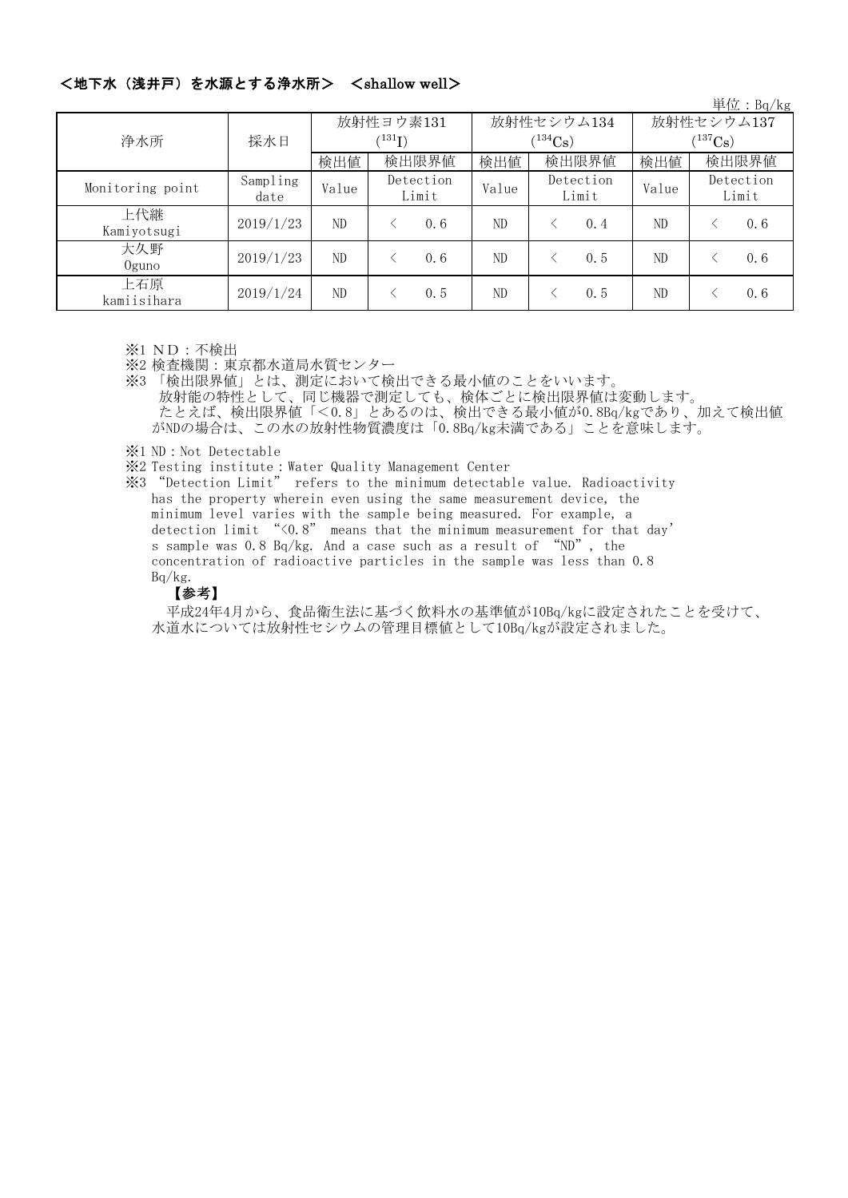## ＜地下水（浅井戸）を水源とする浄水所＞　＜shallow well＞

単位：Bq/kg

| 浄水所 | 採水日 | 放射性ヨウ素131 ($^{131}I$) | | 放射性セシウム134 ($^{134}Cs$) | | 放射性セシウム137 ($^{137}Cs$) | |
|---|---|---|---|---|---|---|---|
| | | 検出値 | 検出限界値 | 検出値 | 検出限界値 | 検出値 | 検出限界値 |
| Monitoring point | Sampling date | Value | Detection Limit | Value | Detection Limit | Value | Detection Limit |
| 上代継 Kamiyotsugi | 2019/1/23 | ND | < 0.6 | ND | < 0.4 | ND | < 0.6 |
| 大久野 Oguno | 2019/1/23 | ND | < 0.6 | ND | < 0.5 | ND | < 0.6 |
| 上石原 kamiisihara | 2019/1/24 | ND | < 0.5 | ND | < 0.5 | ND | < 0.6 |

※1 ＮＤ：不検出

※2 検査機関：東京都水道局水質センター

※3 「検出限界値」とは、測定において検出できる最小値のことをいいます。
放射能の特性として、同じ機器で測定しても、検体ごとに検出限界値は変動します。
たとえば、検出限界値「＜0.8」とあるのは、検出できる最小値が0.8Bq/kgであり、加えて検出値がNDの場合は、この水の放射性物質濃度は「0.8Bq/kg未満である」ことを意味します。

※1 ND：Not Detectable

※2 Testing institute：Water Quality Management Center

※3 "Detection Limit" refers to the minimum detectable value. Radioactivity has the property wherein even using the same measurement device, the minimum level varies with the sample being measured. For example, a detection limit "<0.8" means that the minimum measurement for that day's sample was 0.8 Bq/kg. And a case such as a result of "ND", the concentration of radioactive particles in the sample was less than 0.8 Bq/kg.

**【参考】**

平成24年4月から、食品衛生法に基づく飲料水の基準値が10Bq/kgに設定されたことを受けて、水道水については放射性セシウムの管理目標値として10Bq/kgが設定されました。